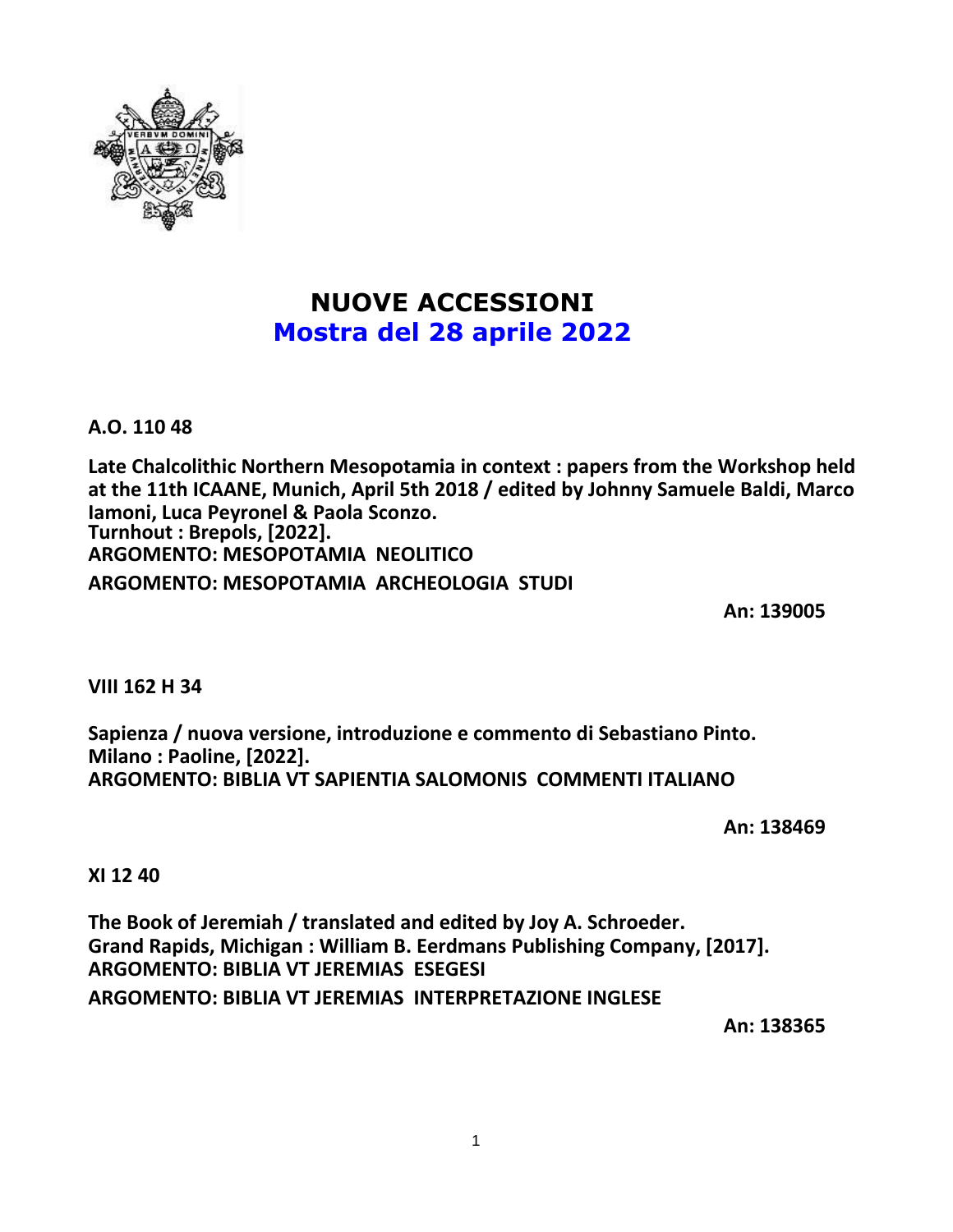# NUOVE ACCESSIONI
## Mostra del 28 aprile 2022

**A.O. 110 48**

**Late Chalcolithic Northern Mesopotamia in context : papers from the Workshop held at the 11th ICAANE, Munich, April 5th 2018 / edited by Johnny Samuele Baldi, Marco Iamoni, Luca Peyronel & Paola Sconzo.**
**Turnhout : Brepols, [2022].**
**ARGOMENTO: MESOPOTAMIA NEOLITICO**
**ARGOMENTO: MESOPOTAMIA ARCHEOLOGIA STUDI**

**An: 139005**

**VIII 162 H 34**

**Sapienza / nuova versione, introduzione e commento di Sebastiano Pinto.**
**Milano : Paoline, [2022].**
**ARGOMENTO: BIBLIA VT SAPIENTIA SALOMONIS COMMENTI ITALIANO**

**An: 138469**

**XI 12 40**

**The Book of Jeremiah / translated and edited by Joy A. Schroeder.**
**Grand Rapids, Michigan : William B. Eerdmans Publishing Company, [2017].**
**ARGOMENTO: BIBLIA VT JEREMIAS ESEGESI**
**ARGOMENTO: BIBLIA VT JEREMIAS INTERPRETAZIONE INGLESE**

**An: 138365**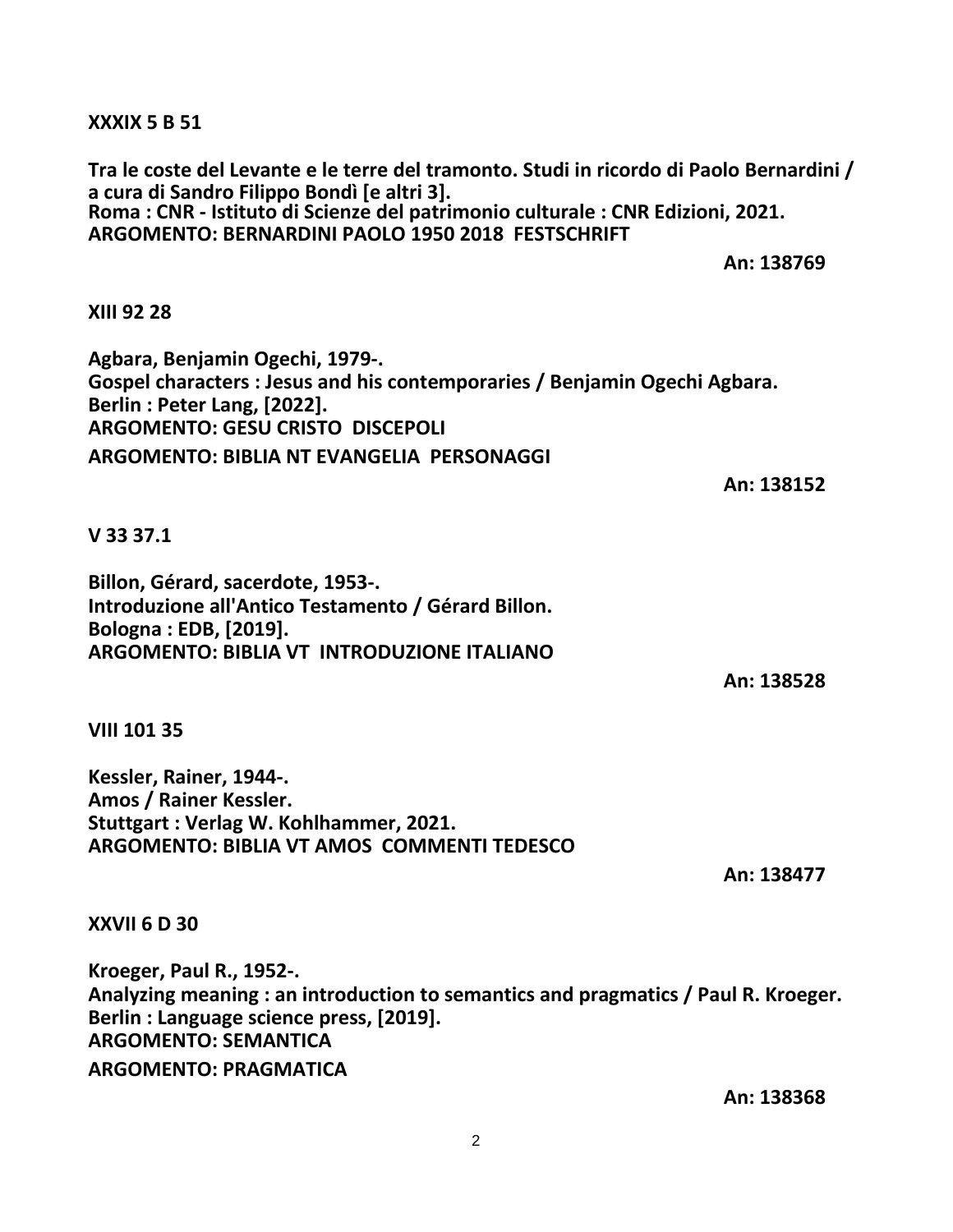**XXXIX 5 B 51**

**Tra le coste del Levante e le terre del tramonto. Studi in ricordo di Paolo Bernardini / a cura di Sandro Filippo Bondì [e altri 3].**
**Roma : CNR - Istituto di Scienze del patrimonio culturale : CNR Edizioni, 2021.**
**ARGOMENTO: BERNARDINI PAOLO 1950 2018 FESTSCHRIFT**

**An: 138769**

**XIII 92 28**

**Agbara, Benjamin Ogechi, 1979-.**
**Gospel characters : Jesus and his contemporaries / Benjamin Ogechi Agbara.**
**Berlin : Peter Lang, [2022].**
**ARGOMENTO: GESU CRISTO DISCEPOLI**
**ARGOMENTO: BIBLIA NT EVANGELIA PERSONAGGI**

**An: 138152**

**V 33 37.1**

**Billon, Gérard, sacerdote, 1953-.**
**Introduzione all'Antico Testamento / Gérard Billon.**
**Bologna : EDB, [2019].**
**ARGOMENTO: BIBLIA VT INTRODUZIONE ITALIANO**

**An: 138528**

**VIII 101 35**

**Kessler, Rainer, 1944-.**
**Amos / Rainer Kessler.**
**Stuttgart : Verlag W. Kohlhammer, 2021.**
**ARGOMENTO: BIBLIA VT AMOS COMMENTI TEDESCO**

**An: 138477**

**XXVII 6 D 30**

**Kroeger, Paul R., 1952-.**
**Analyzing meaning : an introduction to semantics and pragmatics / Paul R. Kroeger.**
**Berlin : Language science press, [2019].**
**ARGOMENTO: SEMANTICA**
**ARGOMENTO: PRAGMATICA**

**An: 138368**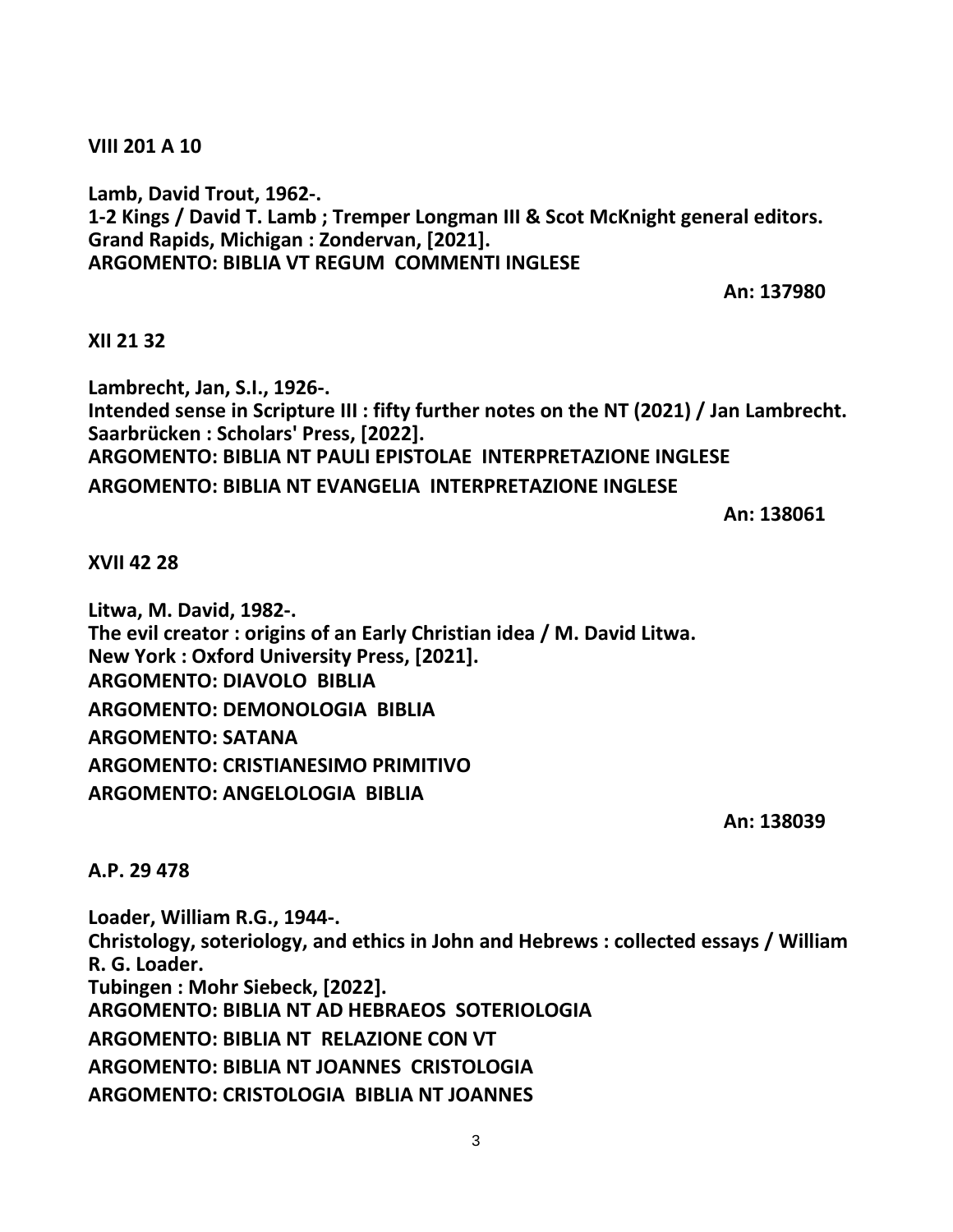**VIII 201 A 10**

**Lamb, David Trout, 1962-.**
**1-2 Kings / David T. Lamb ; Tremper Longman III & Scot McKnight general editors.**
**Grand Rapids, Michigan : Zondervan, [2021].**
**ARGOMENTO: BIBLIA VT REGUM COMMENTI INGLESE**

**An: 137980**

**XII 21 32**

**Lambrecht, Jan, S.I., 1926-.**
**Intended sense in Scripture III : fifty further notes on the NT (2021) / Jan Lambrecht.**
**Saarbrücken : Scholars' Press, [2022].**
**ARGOMENTO: BIBLIA NT PAULI EPISTOLAE INTERPRETAZIONE INGLESE**
**ARGOMENTO: BIBLIA NT EVANGELIA INTERPRETAZIONE INGLESE**

**An: 138061**

**XVII 42 28**

**Litwa, M. David, 1982-.**
**The evil creator : origins of an Early Christian idea / M. David Litwa.**
**New York : Oxford University Press, [2021].**
**ARGOMENTO: DIAVOLO BIBLIA**
**ARGOMENTO: DEMONOLOGIA BIBLIA**
**ARGOMENTO: SATANA**
**ARGOMENTO: CRISTIANESIMO PRIMITIVO**
**ARGOMENTO: ANGELOLOGIA BIBLIA**

**An: 138039**

**A.P. 29 478**

**Loader, William R.G., 1944-.**
**Christology, soteriology, and ethics in John and Hebrews : collected essays / William R. G. Loader.**
**Tubingen : Mohr Siebeck, [2022].**
**ARGOMENTO: BIBLIA NT AD HEBRAEOS SOTERIOLOGIA**
**ARGOMENTO: BIBLIA NT RELAZIONE CON VT**
**ARGOMENTO: BIBLIA NT JOANNES CRISTOLOGIA**
**ARGOMENTO: CRISTOLOGIA BIBLIA NT JOANNES**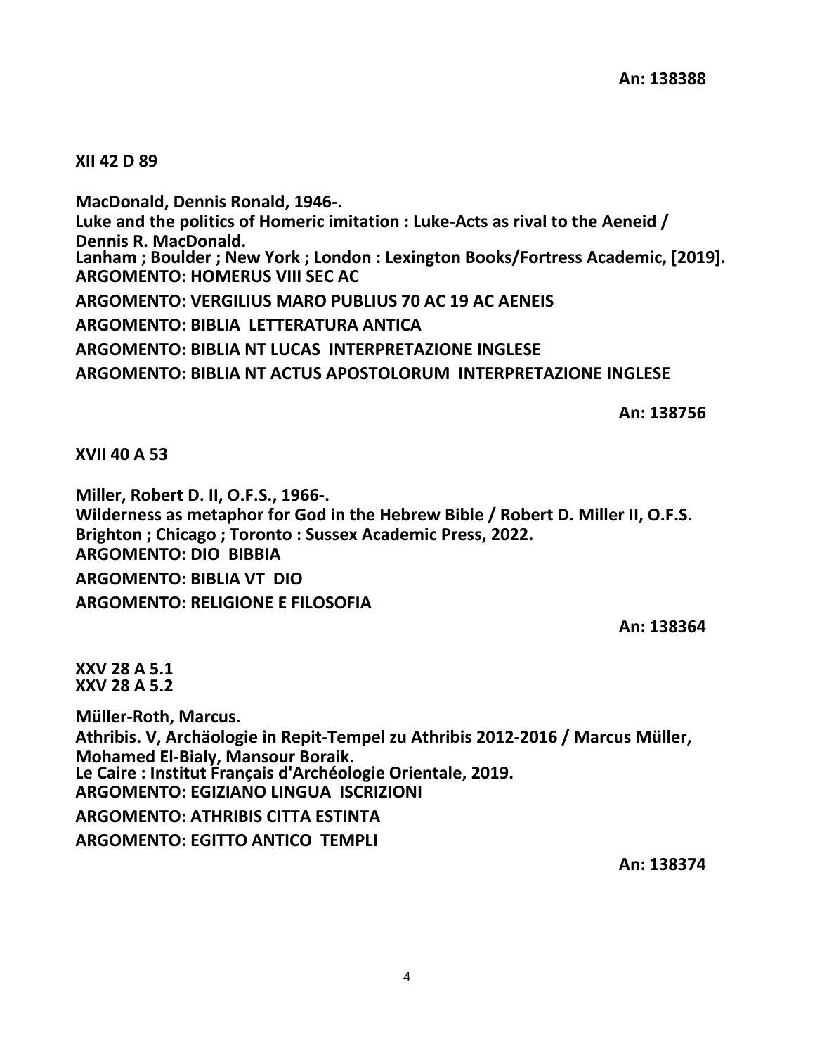**An: 138388**

**XII 42 D 89**

**MacDonald, Dennis Ronald, 1946-.**
**Luke and the politics of Homeric imitation : Luke-Acts as rival to the Aeneid / Dennis R. MacDonald.**
**Lanham ; Boulder ; New York ; London : Lexington Books/Fortress Academic, [2019].**
**ARGOMENTO: HOMERUS VIII SEC AC**
**ARGOMENTO: VERGILIUS MARO PUBLIUS 70 AC 19 AC AENEIS**
**ARGOMENTO: BIBLIA LETTERATURA ANTICA**
**ARGOMENTO: BIBLIA NT LUCAS INTERPRETAZIONE INGLESE**
**ARGOMENTO: BIBLIA NT ACTUS APOSTOLORUM INTERPRETAZIONE INGLESE**

**An: 138756**

**XVII 40 A 53**

**Miller, Robert D. II, O.F.S., 1966-.**
**Wilderness as metaphor for God in the Hebrew Bible / Robert D. Miller II, O.F.S.**
**Brighton ; Chicago ; Toronto : Sussex Academic Press, 2022.**
**ARGOMENTO: DIO BIBBIA**
**ARGOMENTO: BIBLIA VT DIO**
**ARGOMENTO: RELIGIONE E FILOSOFIA**

**An: 138364**

**XXV 28 A 5.1**
**XXV 28 A 5.2**

**Müller-Roth, Marcus.**
**Athribis. V, Archäologie in Repit-Tempel zu Athribis 2012-2016 / Marcus Müller, Mohamed El-Bialy, Mansour Boraik.**
**Le Caire : Institut Français d'Archéologie Orientale, 2019.**
**ARGOMENTO: EGIZIANO LINGUA ISCRIZIONI**
**ARGOMENTO: ATHRIBIS CITTA ESTINTA**
**ARGOMENTO: EGITTO ANTICO TEMPLI**

**An: 138374**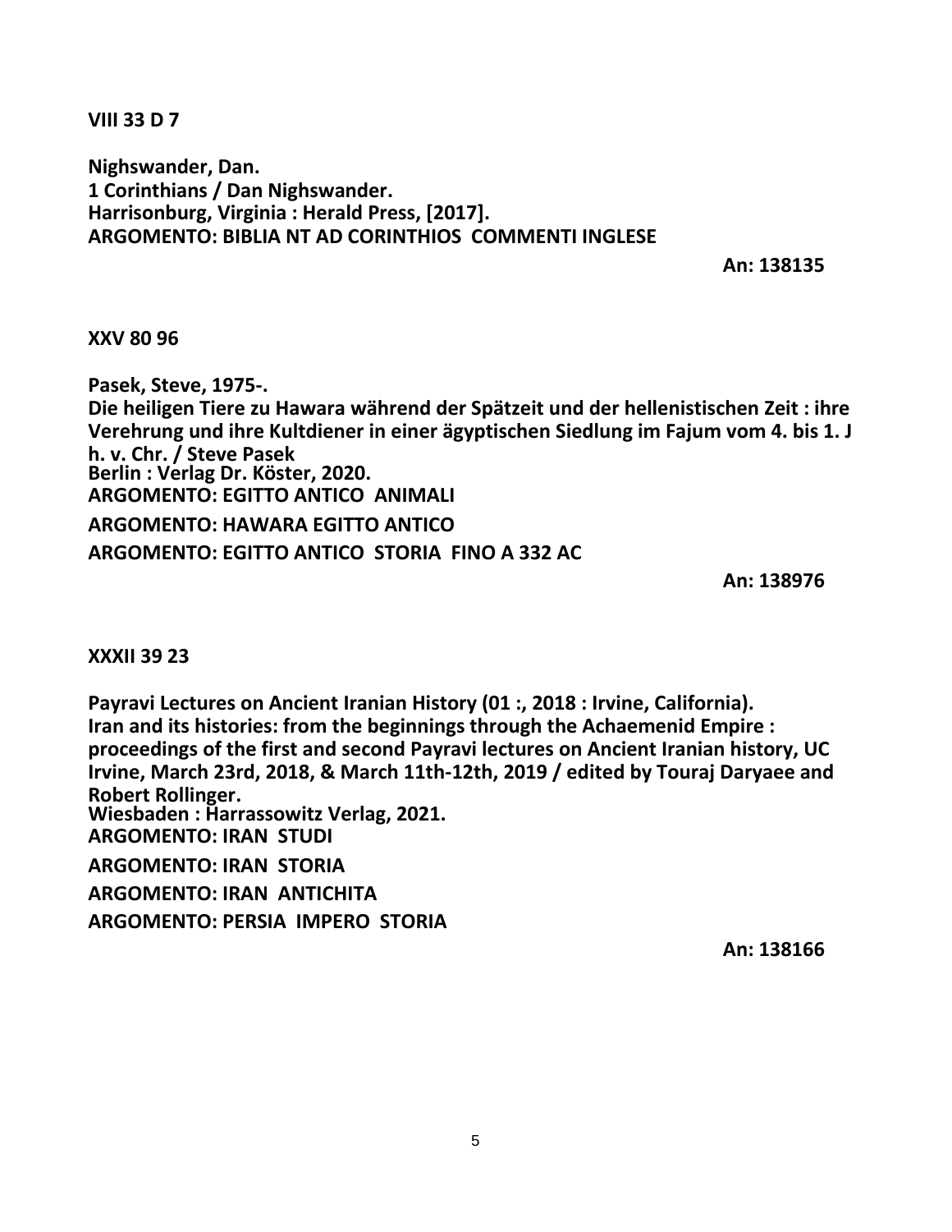**VIII 33 D 7**

**Nighswander, Dan.**
**1 Corinthians / Dan Nighswander.**
**Harrisonburg, Virginia : Herald Press, [2017].**
**ARGOMENTO: BIBLIA NT AD CORINTHIOS COMMENTI INGLESE**

**An: 138135**

**XXV 80 96**

**Pasek, Steve, 1975-.**
**Die heiligen Tiere zu Hawara während der Spätzeit und der hellenistischen Zeit : ihre Verehrung und ihre Kultdiener in einer ägyptischen Siedlung im Fajum vom 4. bis 1. J h. v. Chr. / Steve Pasek**
**Berlin : Verlag Dr. Köster, 2020.**
**ARGOMENTO: EGITTO ANTICO ANIMALI**

**ARGOMENTO: HAWARA EGITTO ANTICO**

**ARGOMENTO: EGITTO ANTICO STORIA FINO A 332 AC**

**An: 138976**

**XXXII 39 23**

**Payravi Lectures on Ancient Iranian History (01 :, 2018 : Irvine, California).**
**Iran and its histories: from the beginnings through the Achaemenid Empire : proceedings of the first and second Payravi lectures on Ancient Iranian history, UC Irvine, March 23rd, 2018, & March 11th-12th, 2019 / edited by Touraj Daryaee and Robert Rollinger.**
**Wiesbaden : Harrassowitz Verlag, 2021.**
**ARGOMENTO: IRAN STUDI**

**ARGOMENTO: IRAN STORIA**

**ARGOMENTO: IRAN ANTICHITA**

**ARGOMENTO: PERSIA IMPERO STORIA**

**An: 138166**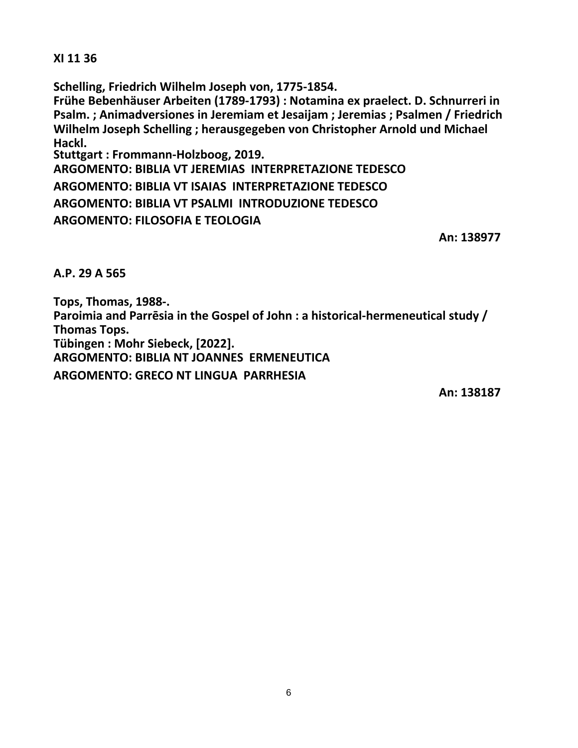**XI 11 36**

**Schelling, Friedrich Wilhelm Joseph von, 1775-1854.**
**Frühe Bebenhäuser Arbeiten (1789-1793) : Notamina ex praelect. D. Schnurreri in Psalm. ; Animadversiones in Jeremiam et Jesaijam ; Jeremias ; Psalmen / Friedrich Wilhelm Joseph Schelling ; herausgegeben von Christopher Arnold und Michael Hackl.**
**Stuttgart : Frommann-Holzboog, 2019.**
**ARGOMENTO: BIBLIA VT JEREMIAS INTERPRETAZIONE TEDESCO**
**ARGOMENTO: BIBLIA VT ISAIAS INTERPRETAZIONE TEDESCO**
**ARGOMENTO: BIBLIA VT PSALMI INTRODUZIONE TEDESCO**
**ARGOMENTO: FILOSOFIA E TEOLOGIA**

**An: 138977**

**A.P. 29 A 565**

**Tops, Thomas, 1988-.**
**Paroimia and Parrēsia in the Gospel of John : a historical-hermeneutical study / Thomas Tops.**
**Tübingen : Mohr Siebeck, [2022].**
**ARGOMENTO: BIBLIA NT JOANNES ERMENEUTICA**
**ARGOMENTO: GRECO NT LINGUA PARRHESIA**

**An: 138187**